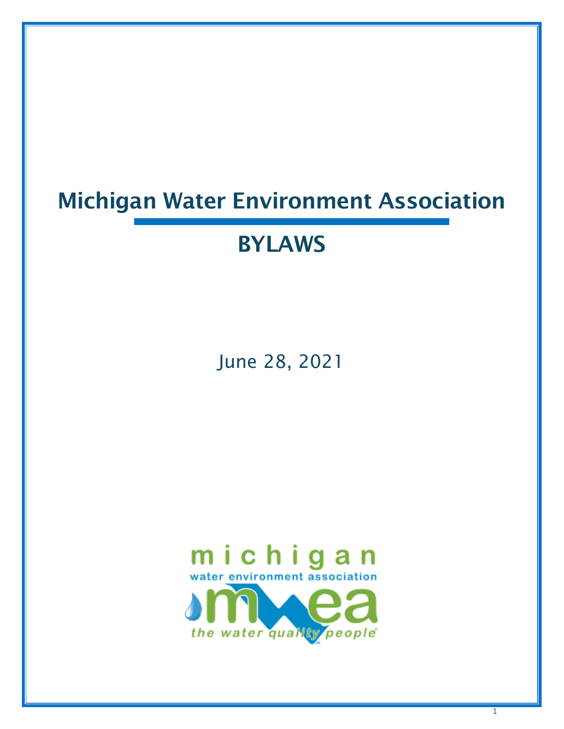# Michigan Water Environment Association

## BYLAWS

June 28, 2021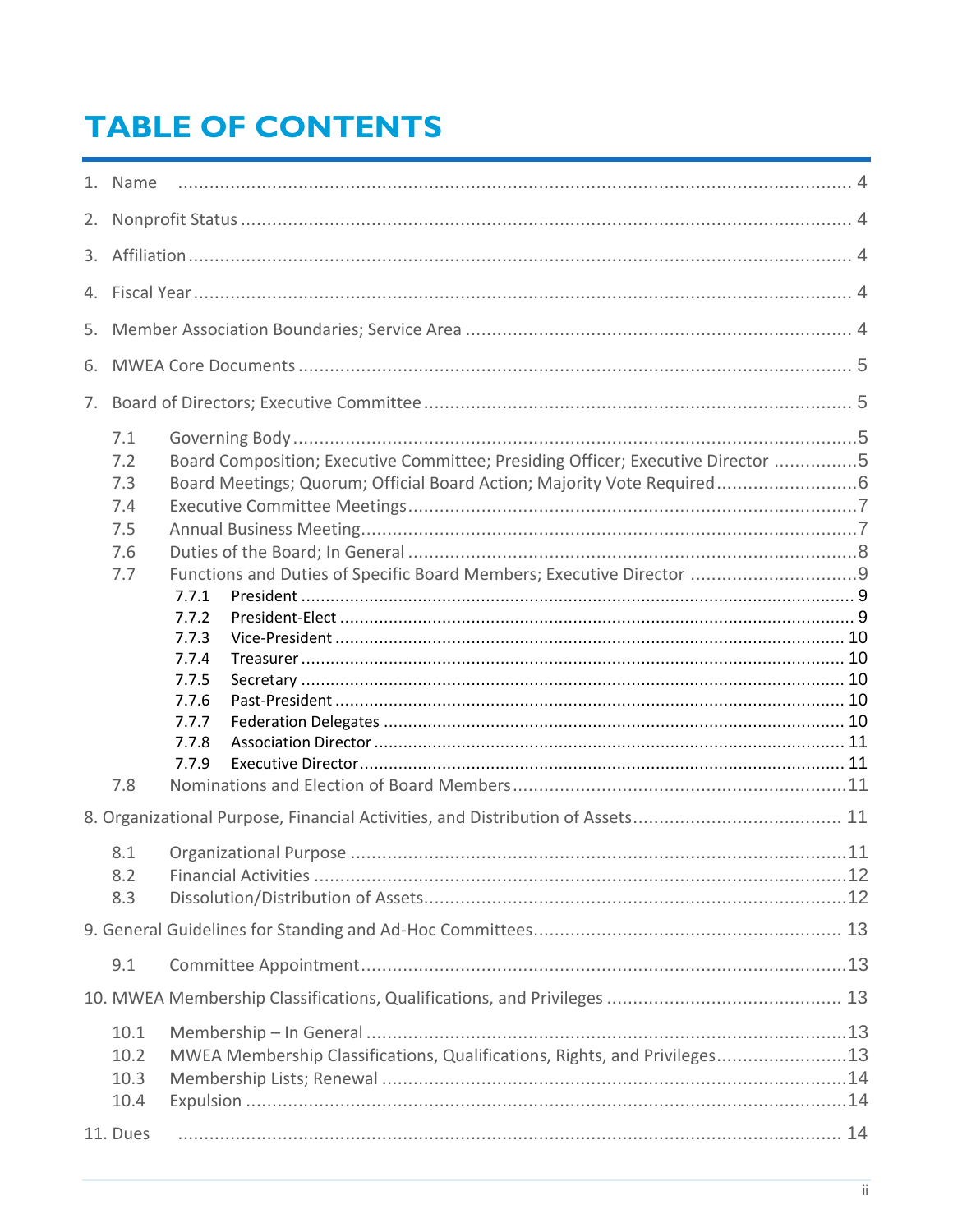# TABLE OF CONTENTS

1. Name .......... 4
2. Nonprofit Status .......... 4
3. Affiliation .......... 4
4. Fiscal Year .......... 4
5. Member Association Boundaries; Service Area .......... 4
6. MWEA Core Documents .......... 5
7. Board of Directors; Executive Committee .......... 5
   - 7.1 Governing Body .......... 5
   - 7.2 Board Composition; Executive Committee; Presiding Officer; Executive Director .......... 5
   - 7.3 Board Meetings; Quorum; Official Board Action; Majority Vote Required .......... 6
   - 7.4 Executive Committee Meetings .......... 7
   - 7.5 Annual Business Meeting .......... 7
   - 7.6 Duties of the Board; In General .......... 8
   - 7.7 Functions and Duties of Specific Board Members; Executive Director .......... 9
     - 7.7.1 President .......... 9
     - 7.7.2 President-Elect .......... 9
     - 7.7.3 Vice-President .......... 10
     - 7.7.4 Treasurer .......... 10
     - 7.7.5 Secretary .......... 10
     - 7.7.6 Past-President .......... 10
     - 7.7.7 Federation Delegates .......... 10
     - 7.7.8 Association Director .......... 11
     - 7.7.9 Executive Director .......... 11
   - 7.8 Nominations and Election of Board Members .......... 11
8. Organizational Purpose, Financial Activities, and Distribution of Assets .......... 11
   - 8.1 Organizational Purpose .......... 11
   - 8.2 Financial Activities .......... 12
   - 8.3 Dissolution/Distribution of Assets .......... 12
9. General Guidelines for Standing and Ad-Hoc Committees .......... 13
   - 9.1 Committee Appointment .......... 13
10. MWEA Membership Classifications, Qualifications, and Privileges .......... 13
    - 10.1 Membership – In General .......... 13
    - 10.2 MWEA Membership Classifications, Qualifications, Rights, and Privileges .......... 13
    - 10.3 Membership Lists; Renewal .......... 14
    - 10.4 Expulsion .......... 14
11. Dues .......... 14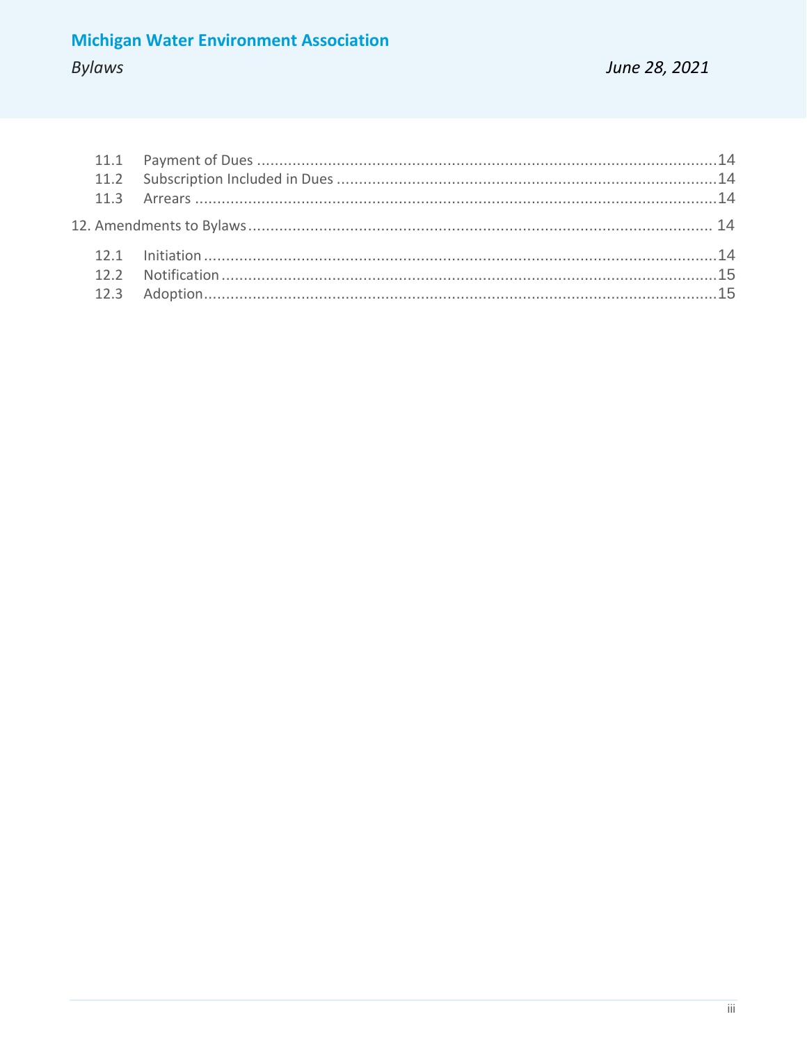11.1 Payment of Dues ........................................................................................................14
11.2 Subscription Included in Dues ......................................................................................14
11.3 Arrears ..........................................................................................................................14

12. Amendments to Bylaws ..................................................................................................... 14

12.1 Initiation ........................................................................................................................14
12.2 Notification ....................................................................................................................15
12.3 Adoption ........................................................................................................................15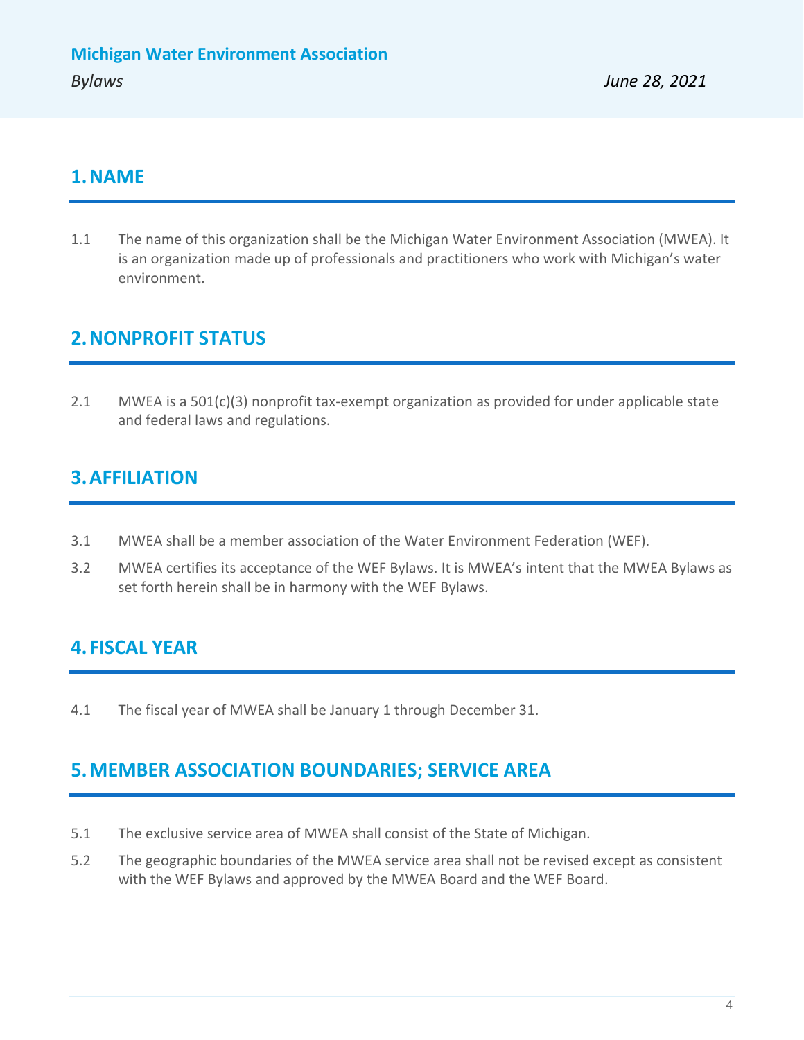## 1. NAME

1.1 The name of this organization shall be the Michigan Water Environment Association (MWEA). It is an organization made up of professionals and practitioners who work with Michigan's water environment.

## 2. NONPROFIT STATUS

2.1 MWEA is a 501(c)(3) nonprofit tax-exempt organization as provided for under applicable state and federal laws and regulations.

## 3. AFFILIATION

3.1 MWEA shall be a member association of the Water Environment Federation (WEF).

3.2 MWEA certifies its acceptance of the WEF Bylaws. It is MWEA's intent that the MWEA Bylaws as set forth herein shall be in harmony with the WEF Bylaws.

## 4. FISCAL YEAR

4.1 The fiscal year of MWEA shall be January 1 through December 31.

## 5. MEMBER ASSOCIATION BOUNDARIES; SERVICE AREA

5.1 The exclusive service area of MWEA shall consist of the State of Michigan.

5.2 The geographic boundaries of the MWEA service area shall not be revised except as consistent with the WEF Bylaws and approved by the MWEA Board and the WEF Board.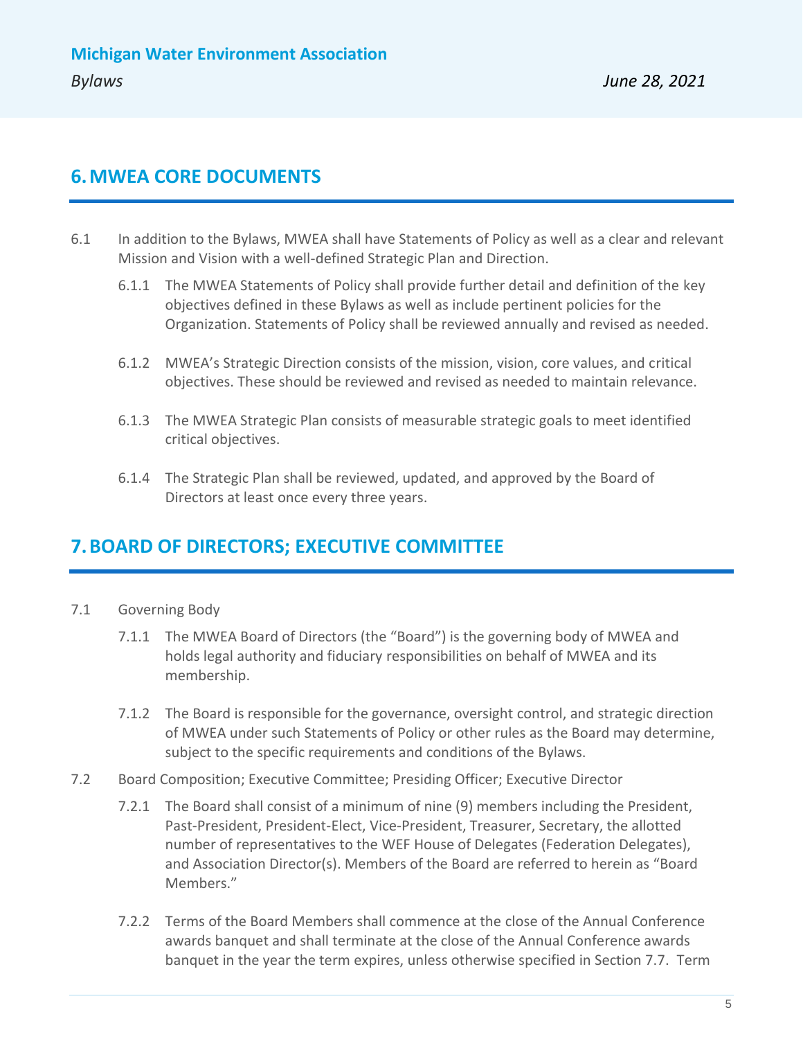## 6. MWEA CORE DOCUMENTS

6.1 In addition to the Bylaws, MWEA shall have Statements of Policy as well as a clear and relevant Mission and Vision with a well-defined Strategic Plan and Direction.

6.1.1 The MWEA Statements of Policy shall provide further detail and definition of the key objectives defined in these Bylaws as well as include pertinent policies for the Organization. Statements of Policy shall be reviewed annually and revised as needed.

6.1.2 MWEA's Strategic Direction consists of the mission, vision, core values, and critical objectives. These should be reviewed and revised as needed to maintain relevance.

6.1.3 The MWEA Strategic Plan consists of measurable strategic goals to meet identified critical objectives.

6.1.4 The Strategic Plan shall be reviewed, updated, and approved by the Board of Directors at least once every three years.

## 7. BOARD OF DIRECTORS; EXECUTIVE COMMITTEE

7.1 Governing Body

7.1.1 The MWEA Board of Directors (the "Board") is the governing body of MWEA and holds legal authority and fiduciary responsibilities on behalf of MWEA and its membership.

7.1.2 The Board is responsible for the governance, oversight control, and strategic direction of MWEA under such Statements of Policy or other rules as the Board may determine, subject to the specific requirements and conditions of the Bylaws.

7.2 Board Composition; Executive Committee; Presiding Officer; Executive Director

7.2.1 The Board shall consist of a minimum of nine (9) members including the President, Past-President, President-Elect, Vice-President, Treasurer, Secretary, the allotted number of representatives to the WEF House of Delegates (Federation Delegates), and Association Director(s). Members of the Board are referred to herein as "Board Members."

7.2.2 Terms of the Board Members shall commence at the close of the Annual Conference awards banquet and shall terminate at the close of the Annual Conference awards banquet in the year the term expires, unless otherwise specified in Section 7.7. Term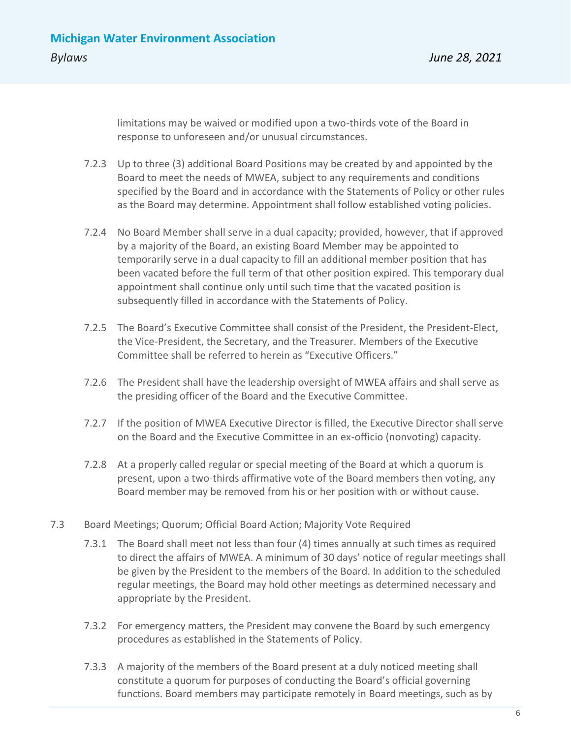limitations may be waived or modified upon a two-thirds vote of the Board in response to unforeseen and/or unusual circumstances.

7.2.3 Up to three (3) additional Board Positions may be created by and appointed by the Board to meet the needs of MWEA, subject to any requirements and conditions specified by the Board and in accordance with the Statements of Policy or other rules as the Board may determine. Appointment shall follow established voting policies.

7.2.4 No Board Member shall serve in a dual capacity; provided, however, that if approved by a majority of the Board, an existing Board Member may be appointed to temporarily serve in a dual capacity to fill an additional member position that has been vacated before the full term of that other position expired. This temporary dual appointment shall continue only until such time that the vacated position is subsequently filled in accordance with the Statements of Policy.

7.2.5 The Board's Executive Committee shall consist of the President, the President-Elect, the Vice-President, the Secretary, and the Treasurer. Members of the Executive Committee shall be referred to herein as "Executive Officers."

7.2.6 The President shall have the leadership oversight of MWEA affairs and shall serve as the presiding officer of the Board and the Executive Committee.

7.2.7 If the position of MWEA Executive Director is filled, the Executive Director shall serve on the Board and the Executive Committee in an ex-officio (nonvoting) capacity.

7.2.8 At a properly called regular or special meeting of the Board at which a quorum is present, upon a two-thirds affirmative vote of the Board members then voting, any Board member may be removed from his or her position with or without cause.

7.3 Board Meetings; Quorum; Official Board Action; Majority Vote Required

7.3.1 The Board shall meet not less than four (4) times annually at such times as required to direct the affairs of MWEA. A minimum of 30 days' notice of regular meetings shall be given by the President to the members of the Board. In addition to the scheduled regular meetings, the Board may hold other meetings as determined necessary and appropriate by the President.

7.3.2 For emergency matters, the President may convene the Board by such emergency procedures as established in the Statements of Policy.

7.3.3 A majority of the members of the Board present at a duly noticed meeting shall constitute a quorum for purposes of conducting the Board's official governing functions. Board members may participate remotely in Board meetings, such as by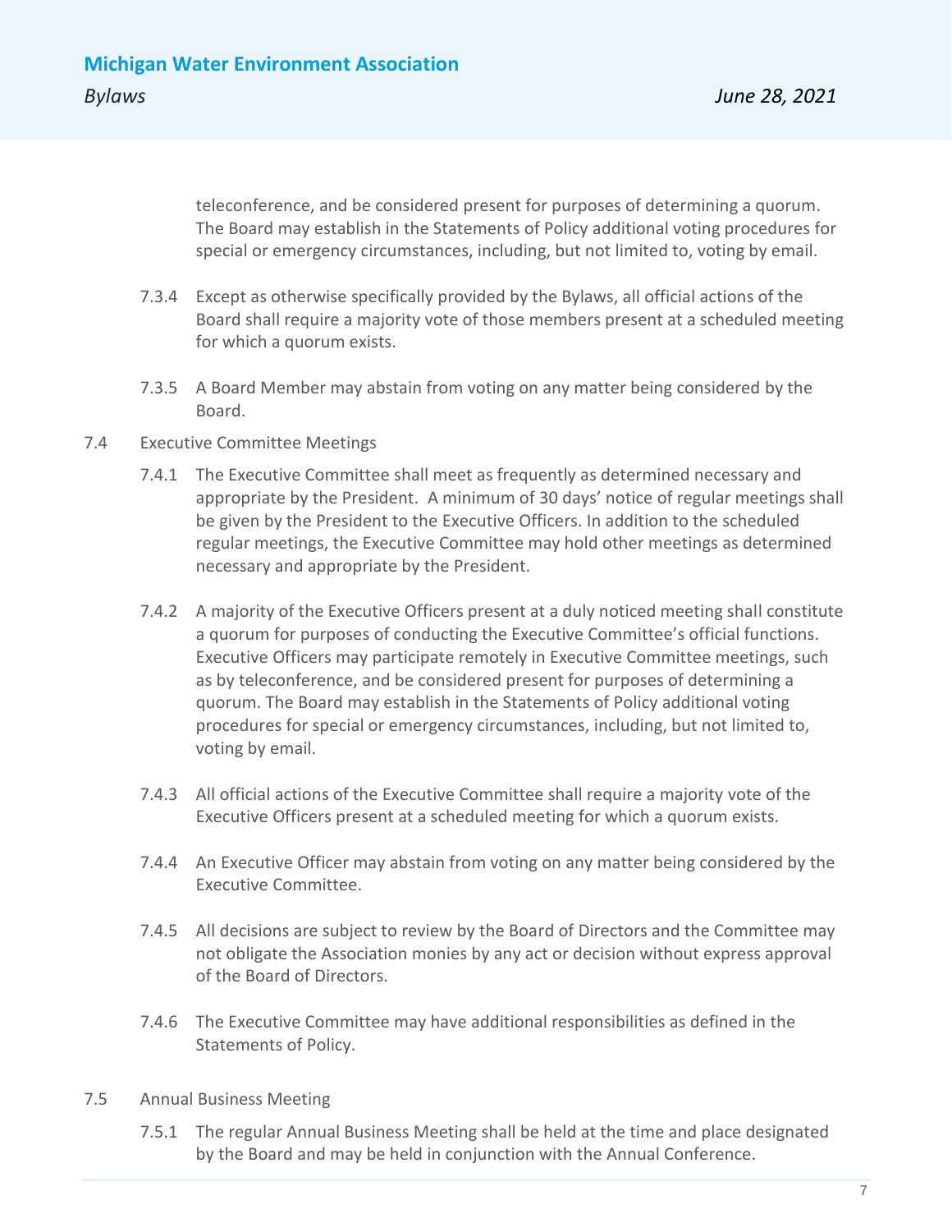teleconference, and be considered present for purposes of determining a quorum. The Board may establish in the Statements of Policy additional voting procedures for special or emergency circumstances, including, but not limited to, voting by email.

7.3.4 Except as otherwise specifically provided by the Bylaws, all official actions of the Board shall require a majority vote of those members present at a scheduled meeting for which a quorum exists.

7.3.5 A Board Member may abstain from voting on any matter being considered by the Board.

7.4 Executive Committee Meetings

7.4.1 The Executive Committee shall meet as frequently as determined necessary and appropriate by the President. A minimum of 30 days' notice of regular meetings shall be given by the President to the Executive Officers. In addition to the scheduled regular meetings, the Executive Committee may hold other meetings as determined necessary and appropriate by the President.

7.4.2 A majority of the Executive Officers present at a duly noticed meeting shall constitute a quorum for purposes of conducting the Executive Committee's official functions. Executive Officers may participate remotely in Executive Committee meetings, such as by teleconference, and be considered present for purposes of determining a quorum. The Board may establish in the Statements of Policy additional voting procedures for special or emergency circumstances, including, but not limited to, voting by email.

7.4.3 All official actions of the Executive Committee shall require a majority vote of the Executive Officers present at a scheduled meeting for which a quorum exists.

7.4.4 An Executive Officer may abstain from voting on any matter being considered by the Executive Committee.

7.4.5 All decisions are subject to review by the Board of Directors and the Committee may not obligate the Association monies by any act or decision without express approval of the Board of Directors.

7.4.6 The Executive Committee may have additional responsibilities as defined in the Statements of Policy.

7.5 Annual Business Meeting

7.5.1 The regular Annual Business Meeting shall be held at the time and place designated by the Board and may be held in conjunction with the Annual Conference.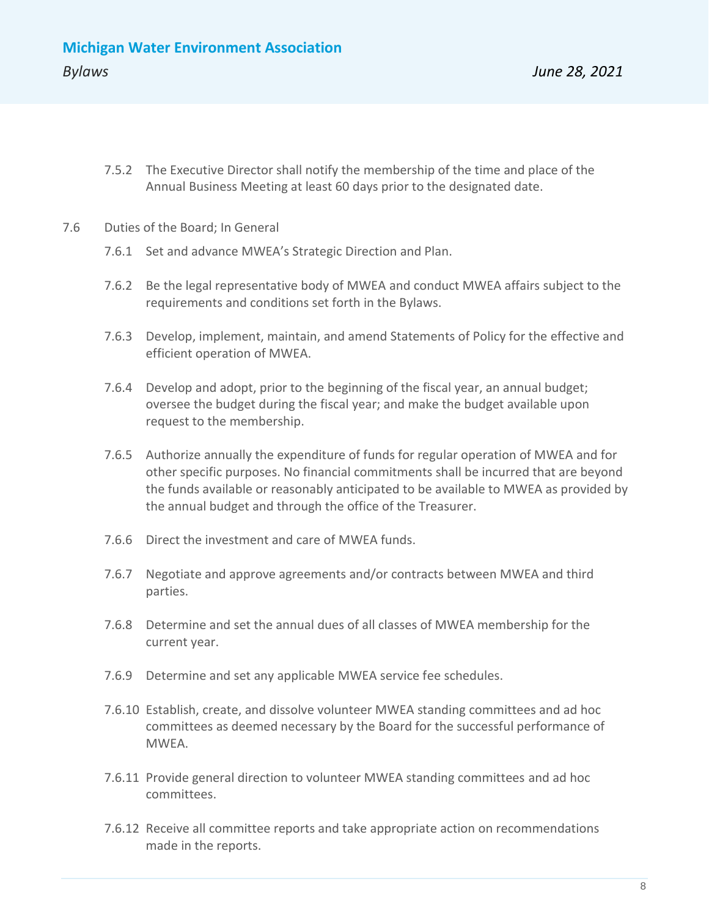7.5.2 The Executive Director shall notify the membership of the time and place of the Annual Business Meeting at least 60 days prior to the designated date.

7.6 Duties of the Board; In General

7.6.1 Set and advance MWEA's Strategic Direction and Plan.

7.6.2 Be the legal representative body of MWEA and conduct MWEA affairs subject to the requirements and conditions set forth in the Bylaws.

7.6.3 Develop, implement, maintain, and amend Statements of Policy for the effective and efficient operation of MWEA.

7.6.4 Develop and adopt, prior to the beginning of the fiscal year, an annual budget; oversee the budget during the fiscal year; and make the budget available upon request to the membership.

7.6.5 Authorize annually the expenditure of funds for regular operation of MWEA and for other specific purposes. No financial commitments shall be incurred that are beyond the funds available or reasonably anticipated to be available to MWEA as provided by the annual budget and through the office of the Treasurer.

7.6.6 Direct the investment and care of MWEA funds.

7.6.7 Negotiate and approve agreements and/or contracts between MWEA and third parties.

7.6.8 Determine and set the annual dues of all classes of MWEA membership for the current year.

7.6.9 Determine and set any applicable MWEA service fee schedules.

7.6.10 Establish, create, and dissolve volunteer MWEA standing committees and ad hoc committees as deemed necessary by the Board for the successful performance of MWEA.

7.6.11 Provide general direction to volunteer MWEA standing committees and ad hoc committees.

7.6.12 Receive all committee reports and take appropriate action on recommendations made in the reports.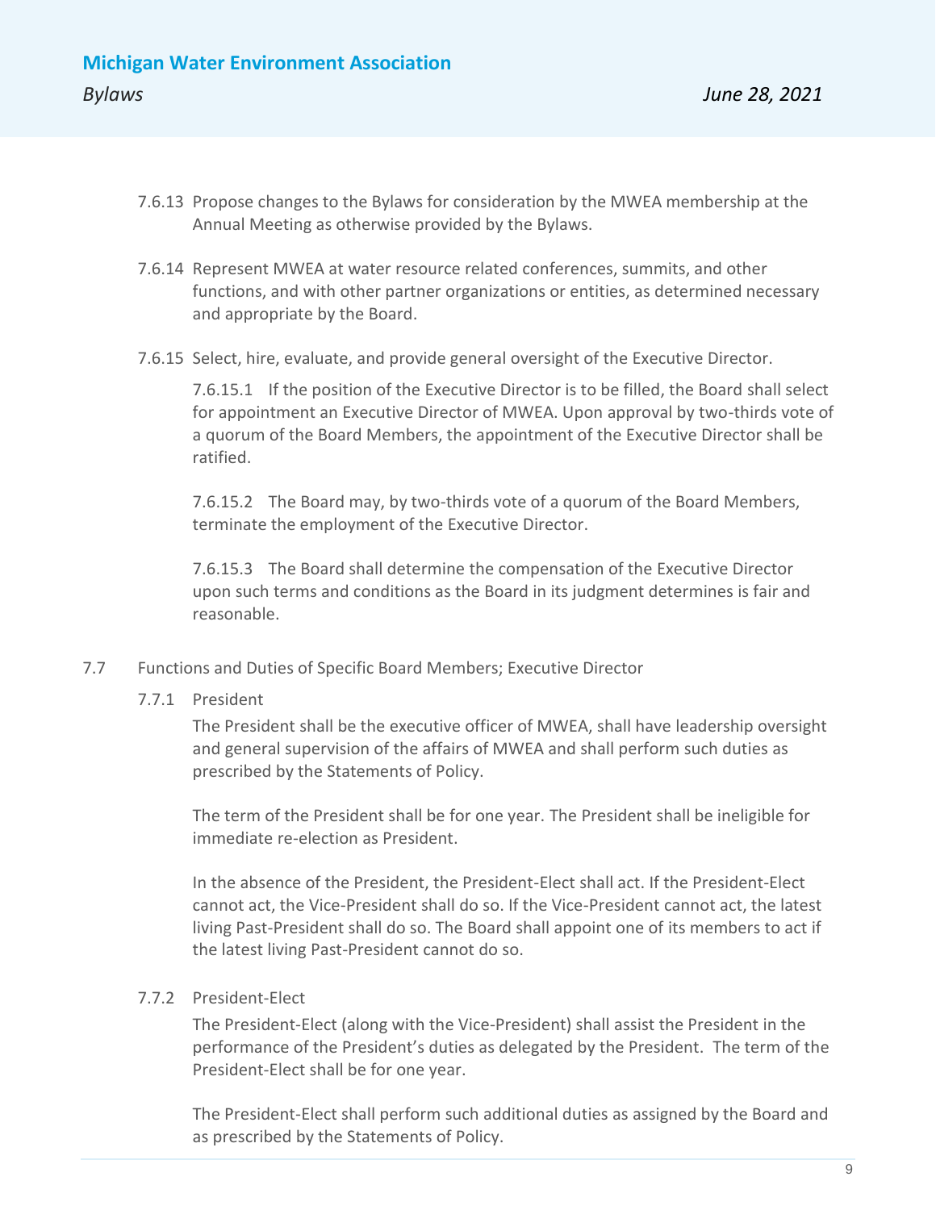7.6.13 Propose changes to the Bylaws for consideration by the MWEA membership at the Annual Meeting as otherwise provided by the Bylaws.

7.6.14 Represent MWEA at water resource related conferences, summits, and other functions, and with other partner organizations or entities, as determined necessary and appropriate by the Board.

7.6.15 Select, hire, evaluate, and provide general oversight of the Executive Director.

7.6.15.1 If the position of the Executive Director is to be filled, the Board shall select for appointment an Executive Director of MWEA. Upon approval by two-thirds vote of a quorum of the Board Members, the appointment of the Executive Director shall be ratified.

7.6.15.2 The Board may, by two-thirds vote of a quorum of the Board Members, terminate the employment of the Executive Director.

7.6.15.3 The Board shall determine the compensation of the Executive Director upon such terms and conditions as the Board in its judgment determines is fair and reasonable.

7.7 Functions and Duties of Specific Board Members; Executive Director

7.7.1 President

The President shall be the executive officer of MWEA, shall have leadership oversight and general supervision of the affairs of MWEA and shall perform such duties as prescribed by the Statements of Policy.

The term of the President shall be for one year. The President shall be ineligible for immediate re-election as President.

In the absence of the President, the President-Elect shall act. If the President-Elect cannot act, the Vice-President shall do so. If the Vice-President cannot act, the latest living Past-President shall do so. The Board shall appoint one of its members to act if the latest living Past-President cannot do so.

7.7.2 President-Elect

The President-Elect (along with the Vice-President) shall assist the President in the performance of the President's duties as delegated by the President. The term of the President-Elect shall be for one year.

The President-Elect shall perform such additional duties as assigned by the Board and as prescribed by the Statements of Policy.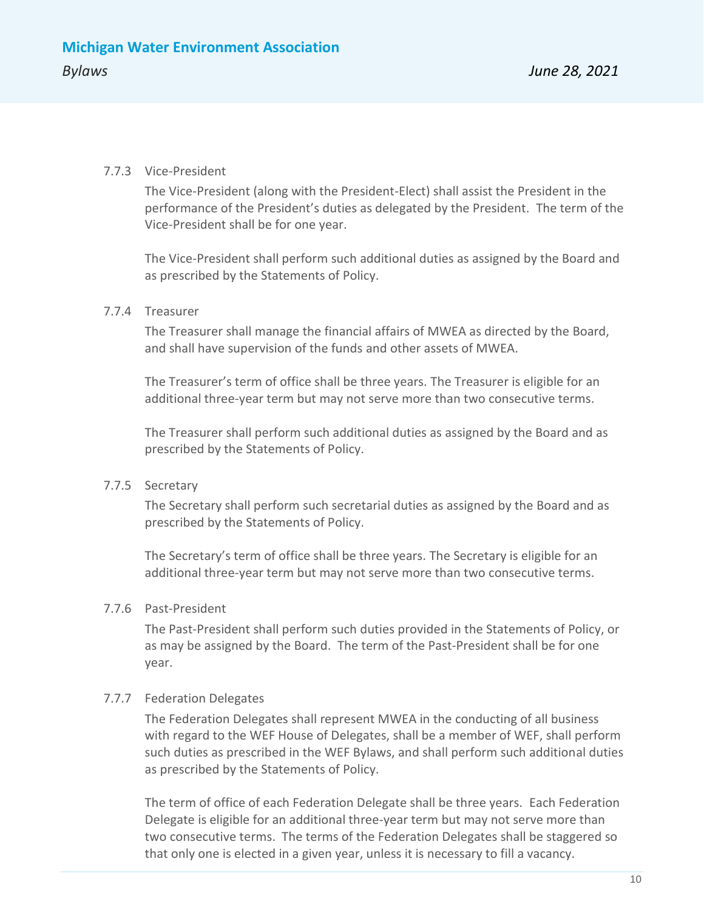#### 7.7.3 Vice-President

The Vice-President (along with the President-Elect) shall assist the President in the performance of the President's duties as delegated by the President. The term of the Vice-President shall be for one year.

The Vice-President shall perform such additional duties as assigned by the Board and as prescribed by the Statements of Policy.

#### 7.7.4 Treasurer

The Treasurer shall manage the financial affairs of MWEA as directed by the Board, and shall have supervision of the funds and other assets of MWEA.

The Treasurer's term of office shall be three years. The Treasurer is eligible for an additional three-year term but may not serve more than two consecutive terms.

The Treasurer shall perform such additional duties as assigned by the Board and as prescribed by the Statements of Policy.

#### 7.7.5 Secretary

The Secretary shall perform such secretarial duties as assigned by the Board and as prescribed by the Statements of Policy.

The Secretary's term of office shall be three years. The Secretary is eligible for an additional three-year term but may not serve more than two consecutive terms.

#### 7.7.6 Past-President

The Past-President shall perform such duties provided in the Statements of Policy, or as may be assigned by the Board. The term of the Past-President shall be for one year.

#### 7.7.7 Federation Delegates

The Federation Delegates shall represent MWEA in the conducting of all business with regard to the WEF House of Delegates, shall be a member of WEF, shall perform such duties as prescribed in the WEF Bylaws, and shall perform such additional duties as prescribed by the Statements of Policy.

The term of office of each Federation Delegate shall be three years. Each Federation Delegate is eligible for an additional three-year term but may not serve more than two consecutive terms. The terms of the Federation Delegates shall be staggered so that only one is elected in a given year, unless it is necessary to fill a vacancy.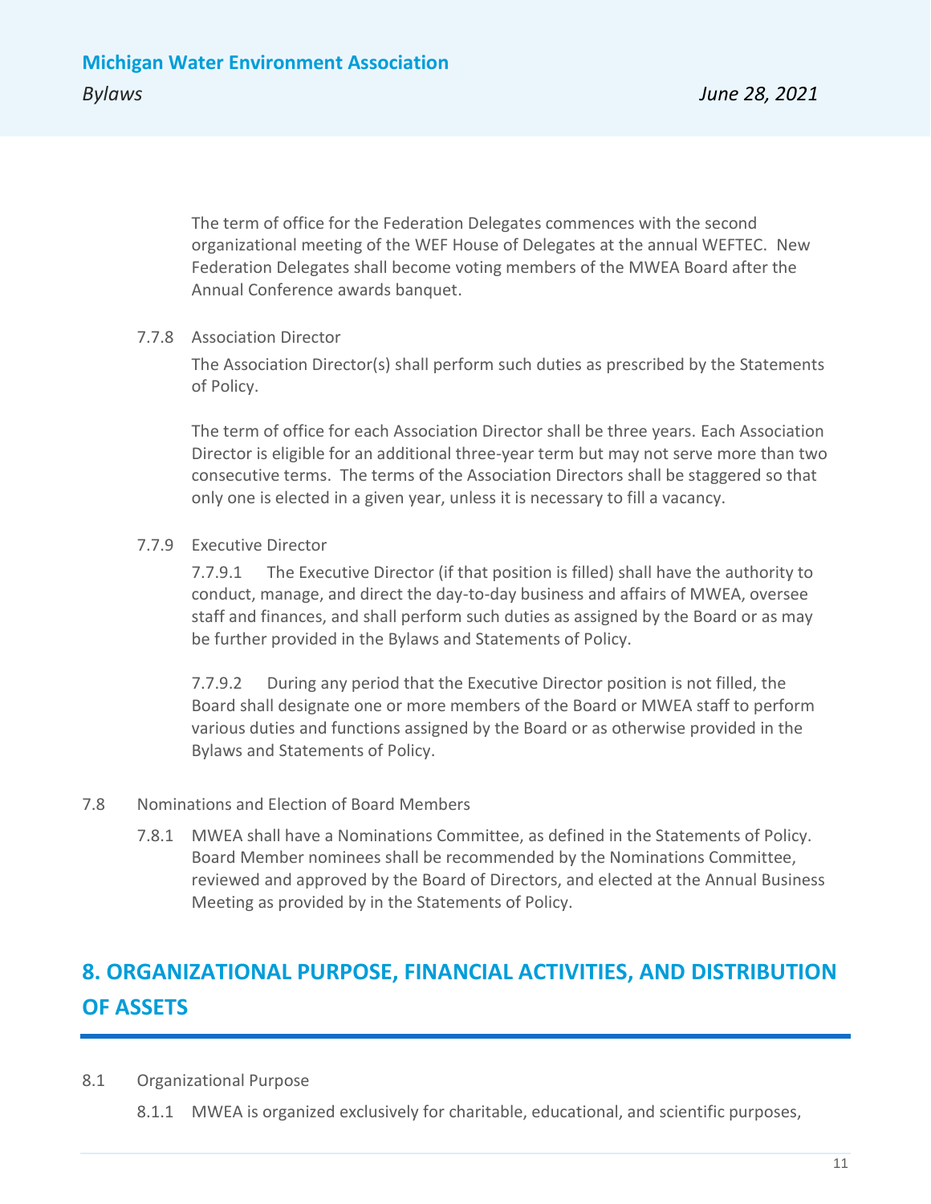The term of office for the Federation Delegates commences with the second organizational meeting of the WEF House of Delegates at the annual WEFTEC. New Federation Delegates shall become voting members of the MWEA Board after the Annual Conference awards banquet.

7.7.8 Association Director

The Association Director(s) shall perform such duties as prescribed by the Statements of Policy.

The term of office for each Association Director shall be three years. Each Association Director is eligible for an additional three-year term but may not serve more than two consecutive terms. The terms of the Association Directors shall be staggered so that only one is elected in a given year, unless it is necessary to fill a vacancy.

7.7.9 Executive Director

7.7.9.1 The Executive Director (if that position is filled) shall have the authority to conduct, manage, and direct the day-to-day business and affairs of MWEA, oversee staff and finances, and shall perform such duties as assigned by the Board or as may be further provided in the Bylaws and Statements of Policy.

7.7.9.2 During any period that the Executive Director position is not filled, the Board shall designate one or more members of the Board or MWEA staff to perform various duties and functions assigned by the Board or as otherwise provided in the Bylaws and Statements of Policy.

7.8 Nominations and Election of Board Members

7.8.1 MWEA shall have a Nominations Committee, as defined in the Statements of Policy. Board Member nominees shall be recommended by the Nominations Committee, reviewed and approved by the Board of Directors, and elected at the Annual Business Meeting as provided by in the Statements of Policy.

## 8. ORGANIZATIONAL PURPOSE, FINANCIAL ACTIVITIES, AND DISTRIBUTION OF ASSETS

8.1 Organizational Purpose

8.1.1 MWEA is organized exclusively for charitable, educational, and scientific purposes,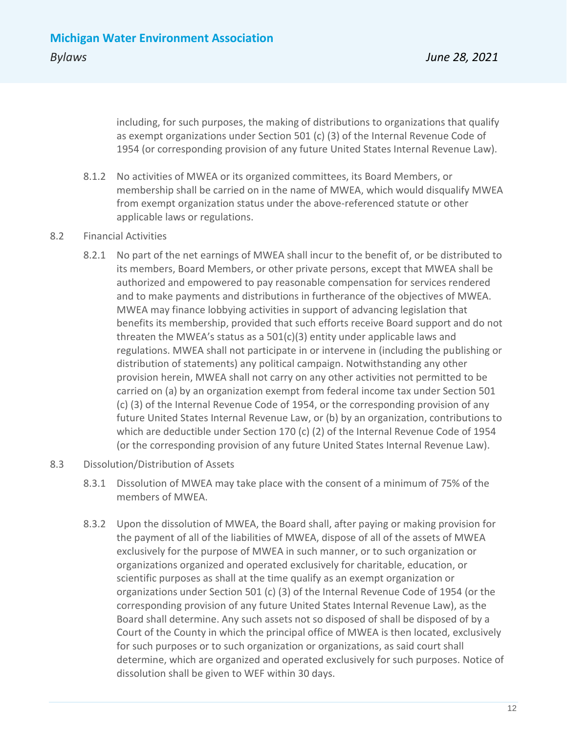including, for such purposes, the making of distributions to organizations that qualify as exempt organizations under Section 501 (c) (3) of the Internal Revenue Code of 1954 (or corresponding provision of any future United States Internal Revenue Law).

8.1.2 No activities of MWEA or its organized committees, its Board Members, or membership shall be carried on in the name of MWEA, which would disqualify MWEA from exempt organization status under the above-referenced statute or other applicable laws or regulations.

8.2 Financial Activities

8.2.1 No part of the net earnings of MWEA shall incur to the benefit of, or be distributed to its members, Board Members, or other private persons, except that MWEA shall be authorized and empowered to pay reasonable compensation for services rendered and to make payments and distributions in furtherance of the objectives of MWEA. MWEA may finance lobbying activities in support of advancing legislation that benefits its membership, provided that such efforts receive Board support and do not threaten the MWEA's status as a 501(c)(3) entity under applicable laws and regulations. MWEA shall not participate in or intervene in (including the publishing or distribution of statements) any political campaign. Notwithstanding any other provision herein, MWEA shall not carry on any other activities not permitted to be carried on (a) by an organization exempt from federal income tax under Section 501 (c) (3) of the Internal Revenue Code of 1954, or the corresponding provision of any future United States Internal Revenue Law, or (b) by an organization, contributions to which are deductible under Section 170 (c) (2) of the Internal Revenue Code of 1954 (or the corresponding provision of any future United States Internal Revenue Law).

8.3 Dissolution/Distribution of Assets

8.3.1 Dissolution of MWEA may take place with the consent of a minimum of 75% of the members of MWEA.

8.3.2 Upon the dissolution of MWEA, the Board shall, after paying or making provision for the payment of all of the liabilities of MWEA, dispose of all of the assets of MWEA exclusively for the purpose of MWEA in such manner, or to such organization or organizations organized and operated exclusively for charitable, education, or scientific purposes as shall at the time qualify as an exempt organization or organizations under Section 501 (c) (3) of the Internal Revenue Code of 1954 (or the corresponding provision of any future United States Internal Revenue Law), as the Board shall determine. Any such assets not so disposed of shall be disposed of by a Court of the County in which the principal office of MWEA is then located, exclusively for such purposes or to such organization or organizations, as said court shall determine, which are organized and operated exclusively for such purposes. Notice of dissolution shall be given to WEF within 30 days.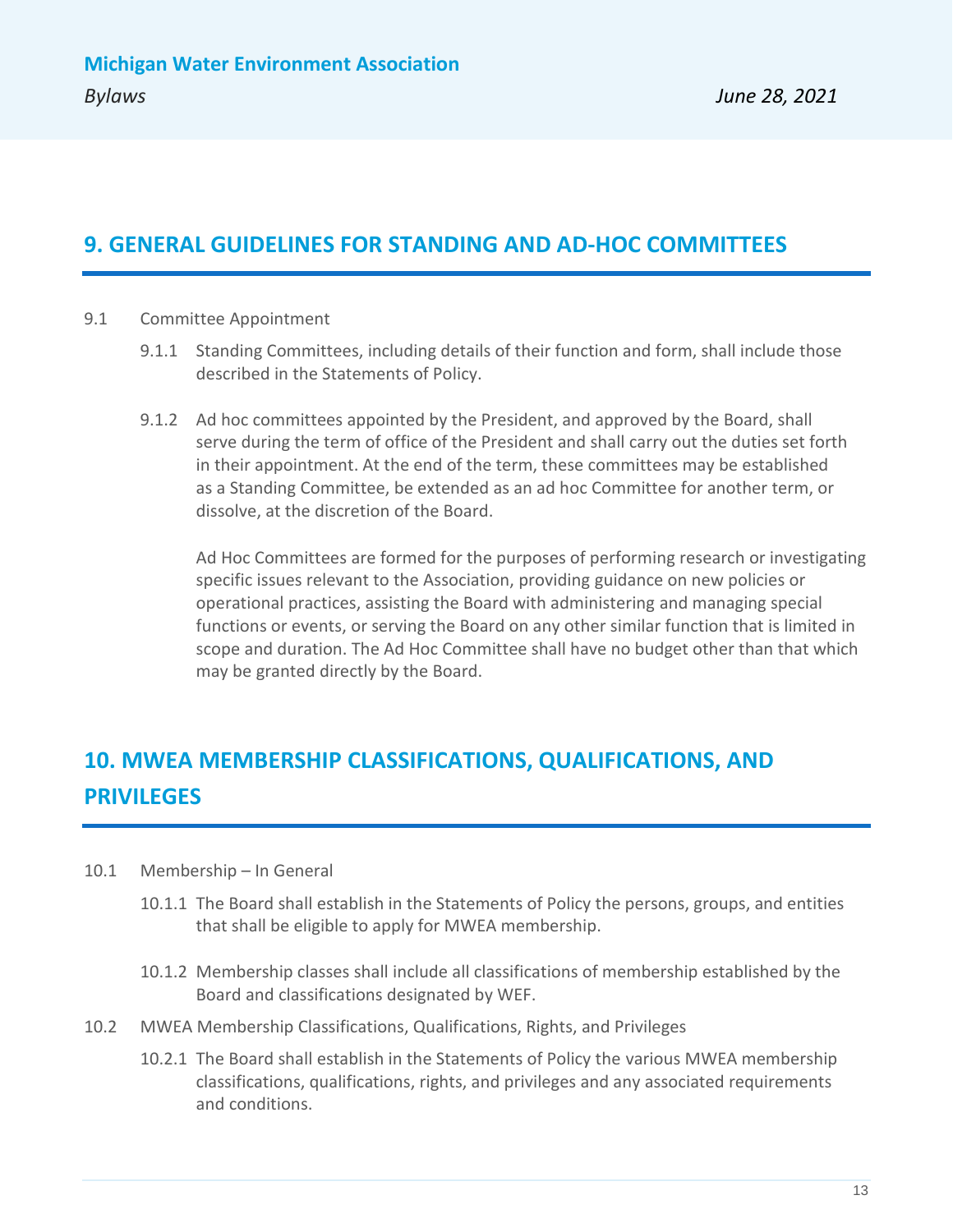## 9. GENERAL GUIDELINES FOR STANDING AND AD-HOC COMMITTEES

9.1 Committee Appointment

9.1.1 Standing Committees, including details of their function and form, shall include those described in the Statements of Policy.

9.1.2 Ad hoc committees appointed by the President, and approved by the Board, shall serve during the term of office of the President and shall carry out the duties set forth in their appointment. At the end of the term, these committees may be established as a Standing Committee, be extended as an ad hoc Committee for another term, or dissolve, at the discretion of the Board.

Ad Hoc Committees are formed for the purposes of performing research or investigating specific issues relevant to the Association, providing guidance on new policies or operational practices, assisting the Board with administering and managing special functions or events, or serving the Board on any other similar function that is limited in scope and duration. The Ad Hoc Committee shall have no budget other than that which may be granted directly by the Board.

## 10. MWEA MEMBERSHIP CLASSIFICATIONS, QUALIFICATIONS, AND PRIVILEGES

10.1 Membership – In General

10.1.1 The Board shall establish in the Statements of Policy the persons, groups, and entities that shall be eligible to apply for MWEA membership.

10.1.2 Membership classes shall include all classifications of membership established by the Board and classifications designated by WEF.

10.2 MWEA Membership Classifications, Qualifications, Rights, and Privileges

10.2.1 The Board shall establish in the Statements of Policy the various MWEA membership classifications, qualifications, rights, and privileges and any associated requirements and conditions.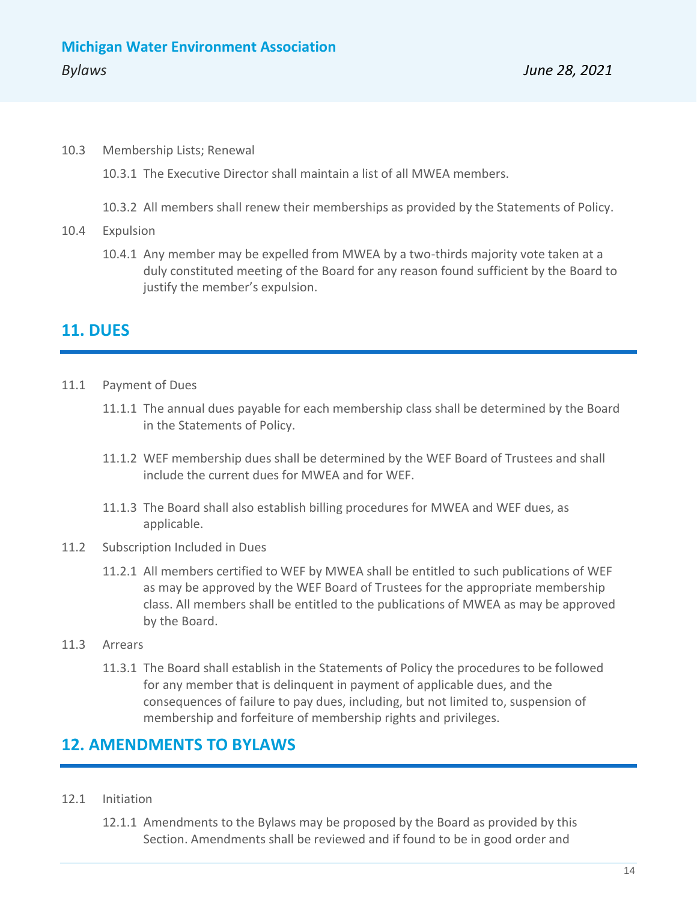10.3 Membership Lists; Renewal

10.3.1 The Executive Director shall maintain a list of all MWEA members.

10.3.2 All members shall renew their memberships as provided by the Statements of Policy.

10.4 Expulsion

10.4.1 Any member may be expelled from MWEA by a two-thirds majority vote taken at a duly constituted meeting of the Board for any reason found sufficient by the Board to justify the member's expulsion.

## 11. DUES

11.1 Payment of Dues

11.1.1 The annual dues payable for each membership class shall be determined by the Board in the Statements of Policy.

11.1.2 WEF membership dues shall be determined by the WEF Board of Trustees and shall include the current dues for MWEA and for WEF.

11.1.3 The Board shall also establish billing procedures for MWEA and WEF dues, as applicable.

11.2 Subscription Included in Dues

11.2.1 All members certified to WEF by MWEA shall be entitled to such publications of WEF as may be approved by the WEF Board of Trustees for the appropriate membership class. All members shall be entitled to the publications of MWEA as may be approved by the Board.

11.3 Arrears

11.3.1 The Board shall establish in the Statements of Policy the procedures to be followed for any member that is delinquent in payment of applicable dues, and the consequences of failure to pay dues, including, but not limited to, suspension of membership and forfeiture of membership rights and privileges.

## 12. AMENDMENTS TO BYLAWS

12.1 Initiation

12.1.1 Amendments to the Bylaws may be proposed by the Board as provided by this Section. Amendments shall be reviewed and if found to be in good order and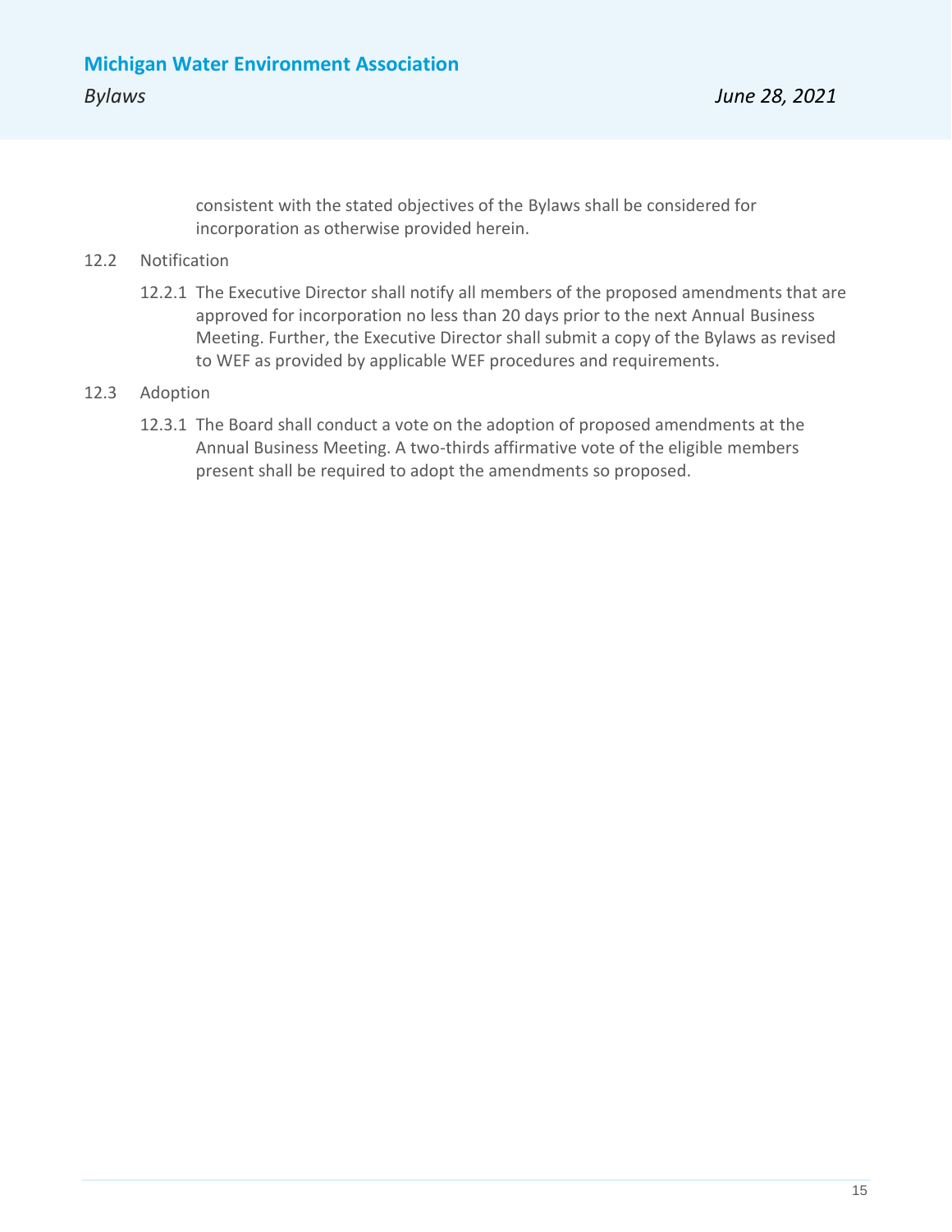consistent with the stated objectives of the Bylaws shall be considered for incorporation as otherwise provided herein.

12.2 Notification

12.2.1 The Executive Director shall notify all members of the proposed amendments that are approved for incorporation no less than 20 days prior to the next Annual Business Meeting. Further, the Executive Director shall submit a copy of the Bylaws as revised to WEF as provided by applicable WEF procedures and requirements.

12.3 Adoption

12.3.1 The Board shall conduct a vote on the adoption of proposed amendments at the Annual Business Meeting. A two-thirds affirmative vote of the eligible members present shall be required to adopt the amendments so proposed.